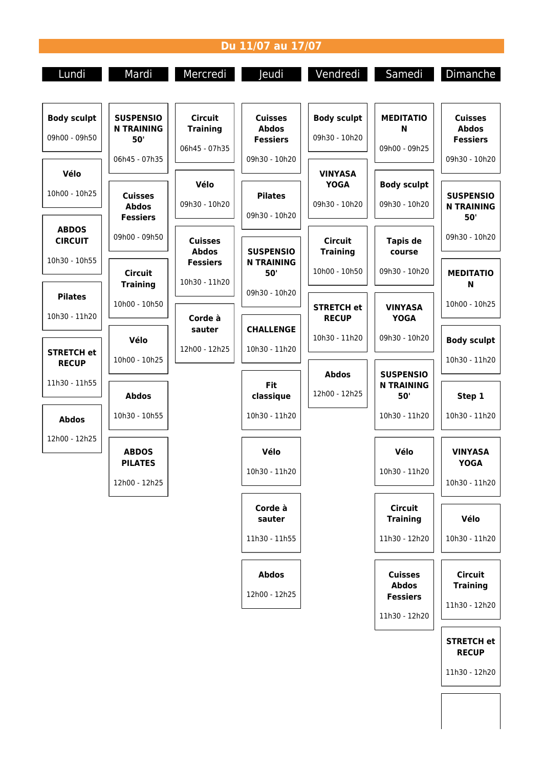# Du 11/07 au 17/07

| Lundi | Mardi | Mercredi | Jeudi | Vendredi | Samedi | Dimanche |
|---|---|---|---|---|---|---|
| **Body sculpt** 09h00 - 09h50 | **SUSPENSION TRAINING 50'** 06h45 - 07h35 | **Circuit Training** 06h45 - 07h35 | **Cuisses Abdos Fessiers** 09h30 - 10h20 | **Body sculpt** 09h30 - 10h20 | **MEDITATION** 09h00 - 09h25 | **Cuisses Abdos Fessiers** 09h30 - 10h20 |
| **Vélo** 10h00 - 10h25 | **Cuisses Abdos Fessiers** 09h00 - 09h50 | **Vélo** 09h30 - 10h20 | **Pilates** 09h30 - 10h20 | **VINYASA YOGA** 09h30 - 10h20 | **Body sculpt** 09h30 - 10h20 | **SUSPENSION TRAINING 50'** 09h30 - 10h20 |
| **ABDOS CIRCUIT** 10h30 - 10h55 | **Circuit Training** 10h00 - 10h50 | **Cuisses Abdos Fessiers** 10h30 - 11h20 | **SUSPENSION TRAINING 50'** 09h30 - 10h20 | **Circuit Training** 10h00 - 10h50 | **Tapis de course** 09h30 - 10h20 | **MEDITATION** 10h00 - 10h25 |
| **Pilates** 10h30 - 11h20 | **Vélo** 10h00 - 10h25 | **Corde à sauter** 12h00 - 12h25 | **CHALLENGE** 10h30 - 11h20 | **STRETCH et RECUP** 10h30 - 11h20 | **VINYASA YOGA** 09h30 - 10h20 | **Body sculpt** 10h30 - 11h20 |
| **STRETCH et RECUP** 11h30 - 11h55 | **Abdos** 10h30 - 10h55 | | **Fit classique** 10h30 - 11h20 | **Abdos** 12h00 - 12h25 | **SUSPENSION TRAINING 50'** 10h30 - 11h20 | **Step 1** 10h30 - 11h20 |
| **Abdos** 12h00 - 12h25 | **ABDOS PILATES** 12h00 - 12h25 | | **Vélo** 10h30 - 11h20 | | **Vélo** 10h30 - 11h20 | **VINYASA YOGA** 10h30 - 11h20 |
| | | | **Corde à sauter** 11h30 - 11h55 | | **Circuit Training** 11h30 - 12h20 | **Vélo** 10h30 - 11h20 |
| | | | **Abdos** 12h00 - 12h25 | | **Cuisses Abdos Fessiers** 11h30 - 12h20 | **Circuit Training** 11h30 - 12h20 |
| | | | | | | **STRETCH et RECUP** 11h30 - 12h20 |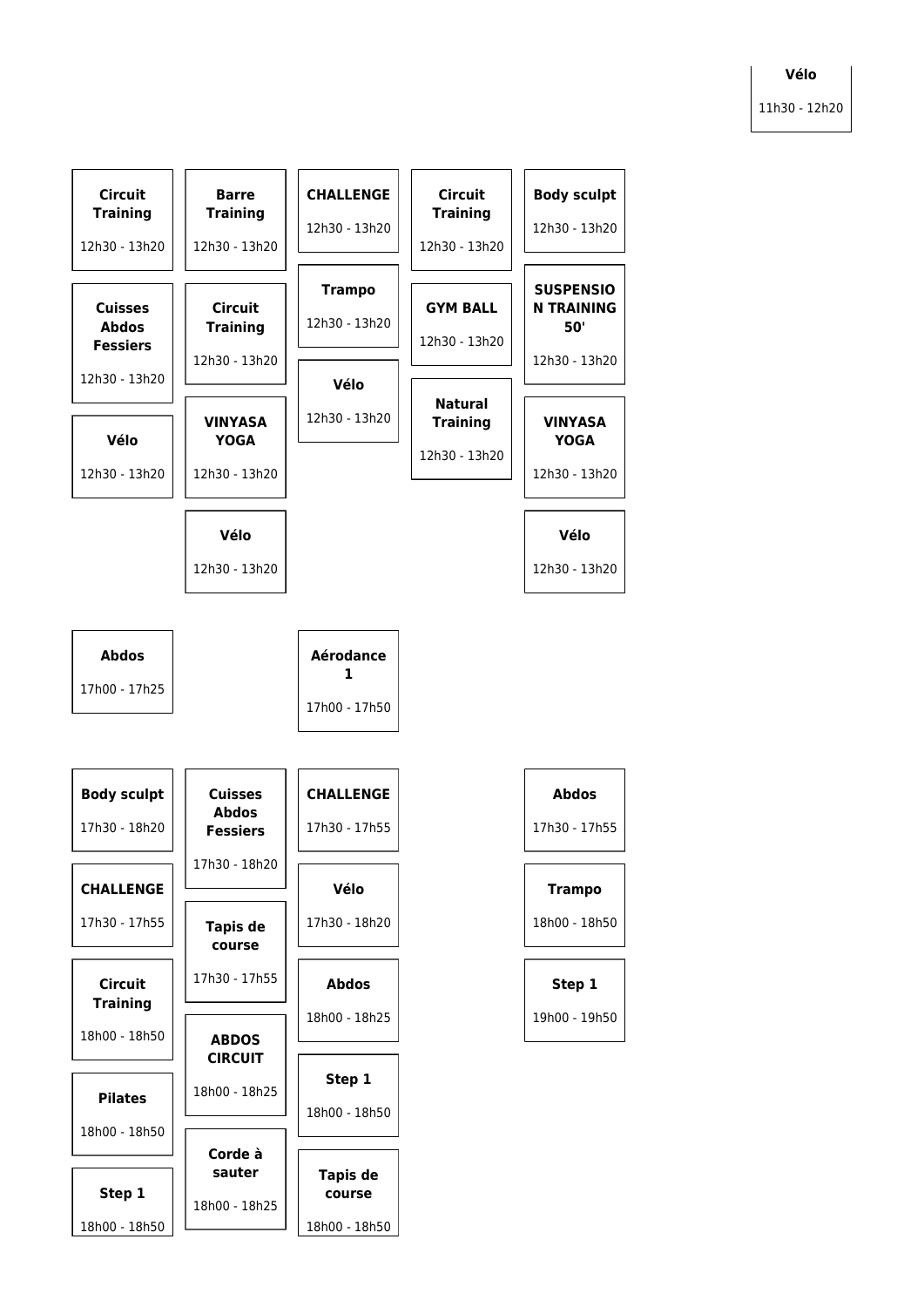**Vélo**

11h30 - 12h20

**Circuit Training**

12h30 - 13h20

**Cuisses Abdos Fessiers**

12h30 - 13h20

**Vélo**

12h30 - 13h20

**Barre Training**

12h30 - 13h20

**Circuit Training**

12h30 - 13h20

**VINYASA YOGA**

12h30 - 13h20

**Vélo**

12h30 - 13h20

**CHALLENGE**

12h30 - 13h20

**Trampo**

12h30 - 13h20

**Vélo**

12h30 - 13h20

**Circuit Training**

12h30 - 13h20

**GYM BALL**

12h30 - 13h20

**Natural Training**

12h30 - 13h20

**Body sculpt**

12h30 - 13h20

**SUSPENSION TRAINING 50'**

12h30 - 13h20

**VINYASA YOGA**

12h30 - 13h20

**Vélo**

12h30 - 13h20

**Abdos**

17h00 - 17h25

**Aérodance 1**

17h00 - 17h50

**Body sculpt**

17h30 - 18h20

**CHALLENGE**

17h30 - 17h55

**Circuit Training**

18h00 - 18h50

**Pilates**

18h00 - 18h50

**Step 1**

18h00 - 18h50

**Cuisses Abdos Fessiers**

17h30 - 18h20

**Tapis de course**

17h30 - 17h55

**ABDOS CIRCUIT**

18h00 - 18h25

**Corde à sauter**

18h00 - 18h25

**CHALLENGE**

17h30 - 17h55

**Vélo**

17h30 - 18h20

**Abdos**

18h00 - 18h25

**Step 1**

18h00 - 18h50

**Tapis de course**

18h00 - 18h50

**Abdos**

17h30 - 17h55

**Trampo**

18h00 - 18h50

**Step 1**

19h00 - 19h50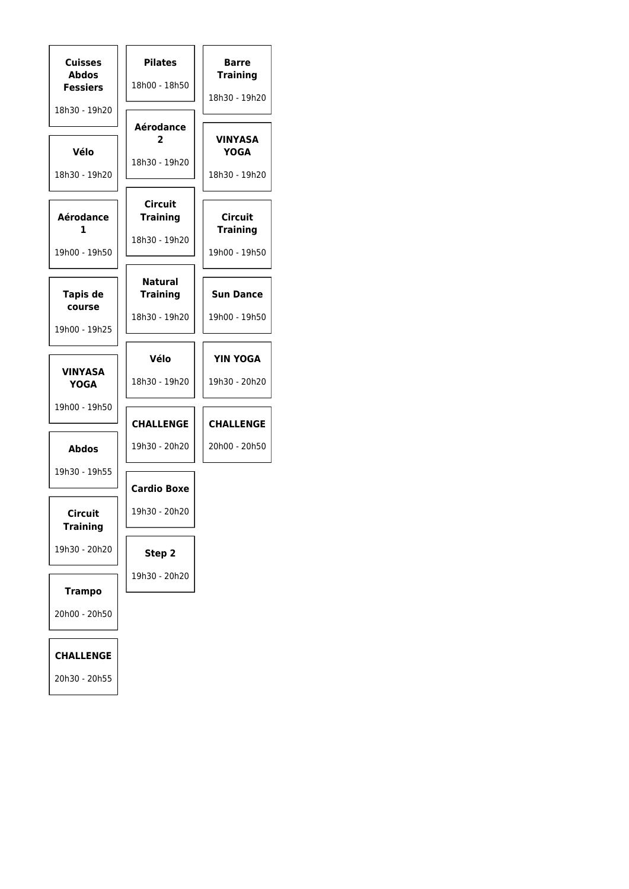**Cuisses Abdos Fessiers**

18h30 - 19h20

**Vélo**

18h30 - 19h20

**Aérodance 1**

19h00 - 19h50

**Tapis de course**

19h00 - 19h25

**VINYASA YOGA**

19h00 - 19h50

**Abdos**

19h30 - 19h55

**Circuit Training**

19h30 - 20h20

**Trampo**

20h00 - 20h50

**CHALLENGE**

20h30 - 20h55

**Pilates**

18h00 - 18h50

**Aérodance 2**

18h30 - 19h20

**Circuit Training**

18h30 - 19h20

**Natural Training**

18h30 - 19h20

**Vélo**

18h30 - 19h20

**CHALLENGE**

19h30 - 20h20

**Cardio Boxe**

19h30 - 20h20

**Step 2**

19h30 - 20h20

**Barre Training**

18h30 - 19h20

**VINYASA YOGA**

18h30 - 19h20

**Circuit Training**

19h00 - 19h50

**Sun Dance**

19h00 - 19h50

**YIN YOGA**

19h30 - 20h20

**CHALLENGE**

20h00 - 20h50